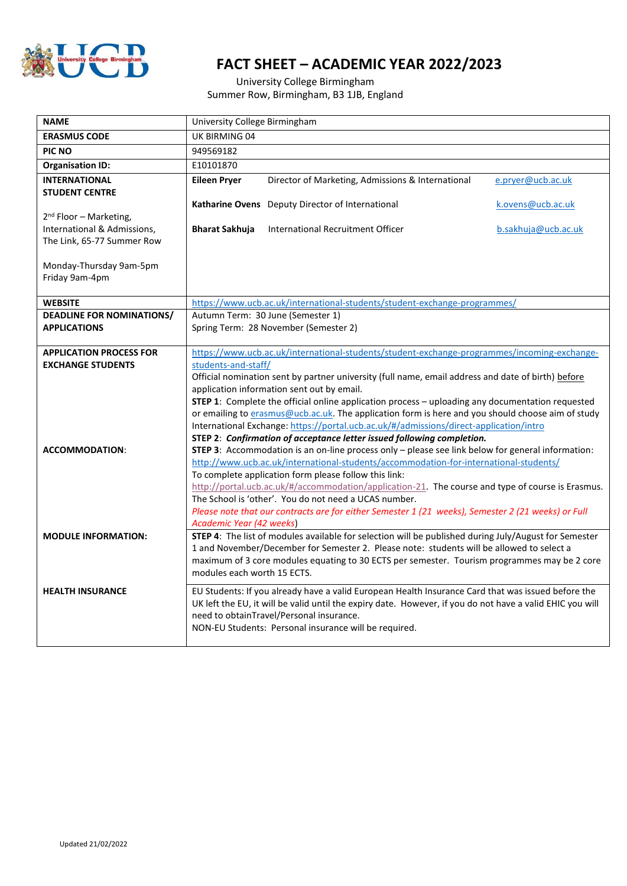# FACT SHEET – ACADEMIC YEAR 2022/2023

University College Birmingham
Summer Row, Birmingham, B3 1JB, England

| | |
|---|---|
| **NAME** | University College Birmingham |
| **ERASMUS CODE** | UK BIRMING 04 |
| **PIC NO** | 949569182 |
| **Organisation ID:** | E10101870 |
| **INTERNATIONAL STUDENT CENTRE**<br><br>2nd Floor – Marketing, International & Admissions, The Link, 65-77 Summer Row<br><br>Monday-Thursday 9am-5pm<br>Friday 9am-4pm | **Eileen Pryer** Director of Marketing, Admissions & International e.pryer@ucb.ac.uk<br><br>**Katharine Ovens** Deputy Director of International k.ovens@ucb.ac.uk<br><br>**Bharat Sakhuja** International Recruitment Officer b.sakhuja@ucb.ac.uk |
| **WEBSITE** | https://www.ucb.ac.uk/international-students/student-exchange-programmes/ |
| **DEADLINE FOR NOMINATIONS/ APPLICATIONS** | Autumn Term: 30 June (Semester 1)<br>Spring Term: 28 November (Semester 2) |
| **APPLICATION PROCESS FOR EXCHANGE STUDENTS** | https://www.ucb.ac.uk/international-students/student-exchange-programmes/incoming-exchange-students-and-staff/<br>Official nomination sent by partner university (full name, email address and date of birth) before application information sent out by email.<br>**STEP 1**: Complete the official online application process – uploading any documentation requested or emailing to erasmus@ucb.ac.uk. The application form is here and you should choose aim of study International Exchange: https://portal.ucb.ac.uk/#/admissions/direct-application/intro<br>**STEP 2**: ***Confirmation of acceptance letter issued following completion.*** |
| **ACCOMMODATION**: | **STEP 3**: Accommodation is an on-line process only – please see link below for general information: http://www.ucb.ac.uk/international-students/accommodation-for-international-students/<br>To complete application form please follow this link: http://portal.ucb.ac.uk/#/accommodation/application-21. The course and type of course is Erasmus. The School is 'other'. You do not need a UCAS number.<br>*Please note that our contracts are for either Semester 1 (21 weeks), Semester 2 (21 weeks) or Full Academic Year (42 weeks)* |
| **MODULE INFORMATION:** | **STEP 4**: The list of modules available for selection will be published during July/August for Semester 1 and November/December for Semester 2. Please note: students will be allowed to select a maximum of 3 core modules equating to 30 ECTS per semester. Tourism programmes may be 2 core modules each worth 15 ECTS. |
| **HEALTH INSURANCE** | EU Students: If you already have a valid European Health Insurance Card that was issued before the UK left the EU, it will be valid until the expiry date. However, if you do not have a valid EHIC you will need to obtainTravel/Personal insurance.<br>NON-EU Students: Personal insurance will be required. |

Updated 21/02/2022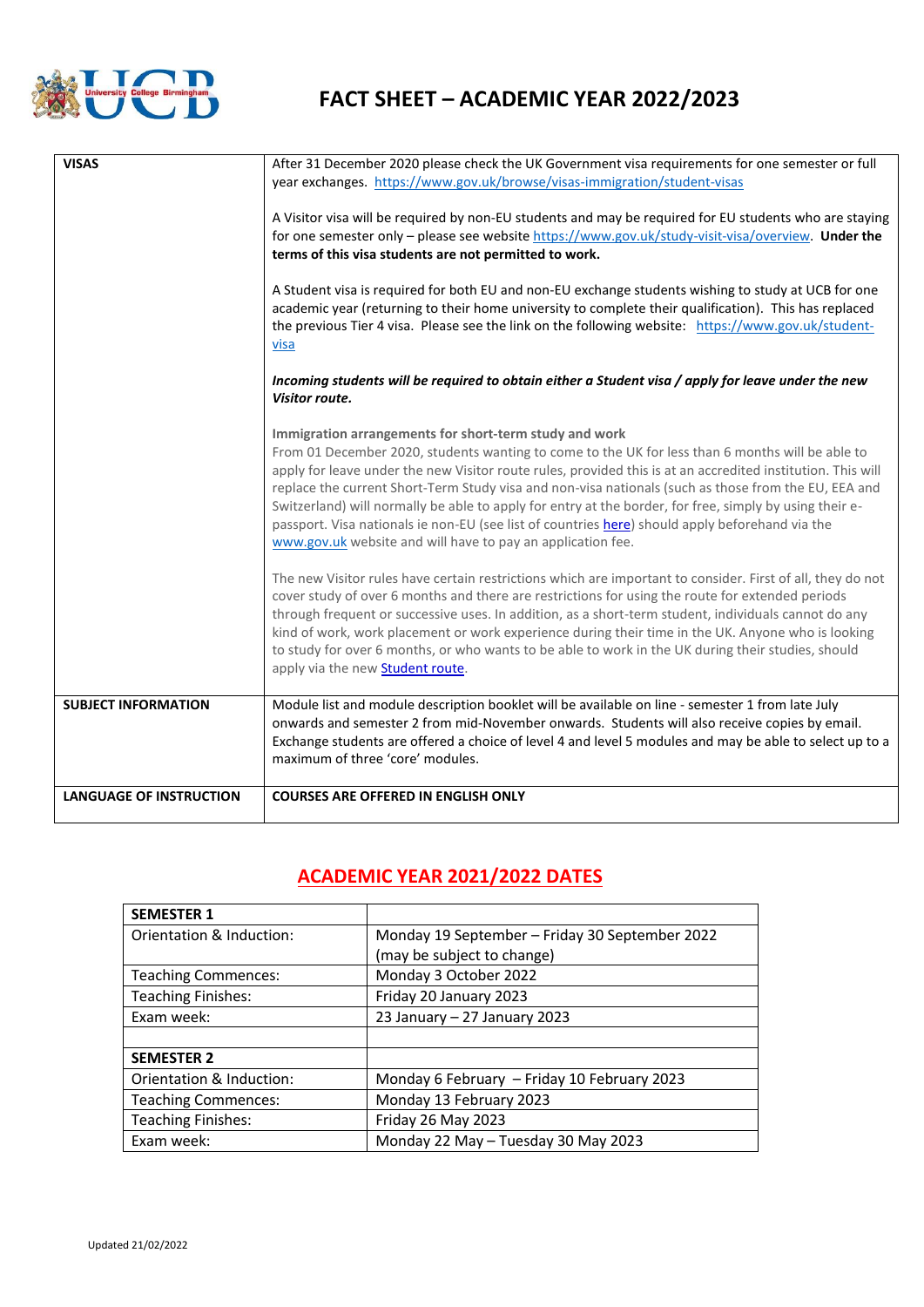# FACT SHEET – ACADEMIC YEAR 2022/2023

| | |
|---|---|
| **VISAS** | After 31 December 2020 please check the UK Government visa requirements for one semester or full year exchanges. https://www.gov.uk/browse/visas-immigration/student-visas<br><br>A Visitor visa will be required by non-EU students and may be required for EU students who are staying for one semester only – please see website https://www.gov.uk/study-visit-visa/overview. **Under the terms of this visa students are not permitted to work.**<br><br>A Student visa is required for both EU and non-EU exchange students wishing to study at UCB for one academic year (returning to their home university to complete their qualification). This has replaced the previous Tier 4 visa. Please see the link on the following website: https://www.gov.uk/student-visa<br><br>***Incoming students will be required to obtain either a Student visa / apply for leave under the new Visitor route.***<br><br>**Immigration arrangements for short-term study and work**<br>From 01 December 2020, students wanting to come to the UK for less than 6 months will be able to apply for leave under the new Visitor route rules, provided this is at an accredited institution. This will replace the current Short-Term Study visa and non-visa nationals (such as those from the EU, EEA and Switzerland) will normally be able to apply for entry at the border, for free, simply by using their e-passport. Visa nationals ie non-EU (see list of countries here) should apply beforehand via the www.gov.uk website and will have to pay an application fee.<br><br>The new Visitor rules have certain restrictions which are important to consider. First of all, they do not cover study of over 6 months and there are restrictions for using the route for extended periods through frequent or successive uses. In addition, as a short-term student, individuals cannot do any kind of work, work placement or work experience during their time in the UK. Anyone who is looking to study for over 6 months, or who wants to be able to work in the UK during their studies, should apply via the new Student route. |
| **SUBJECT INFORMATION** | Module list and module description booklet will be available on line - semester 1 from late July onwards and semester 2 from mid-November onwards. Students will also receive copies by email. Exchange students are offered a choice of level 4 and level 5 modules and may be able to select up to a maximum of three 'core' modules. |
| **LANGUAGE OF INSTRUCTION** | **COURSES ARE OFFERED IN ENGLISH ONLY** |

## ACADEMIC YEAR 2021/2022 DATES

| | |
|---|---|
| **SEMESTER 1** | |
| Orientation & Induction: | Monday 19 September – Friday 30 September 2022 (may be subject to change) |
| Teaching Commences: | Monday 3 October 2022 |
| Teaching Finishes: | Friday 20 January 2023 |
| Exam week: | 23 January – 27 January 2023 |
| | |
| **SEMESTER 2** | |
| Orientation & Induction: | Monday 6 February – Friday 10 February 2023 |
| Teaching Commences: | Monday 13 February 2023 |
| Teaching Finishes: | Friday 26 May 2023 |
| Exam week: | Monday 22 May – Tuesday 30 May 2023 |

Updated 21/02/2022